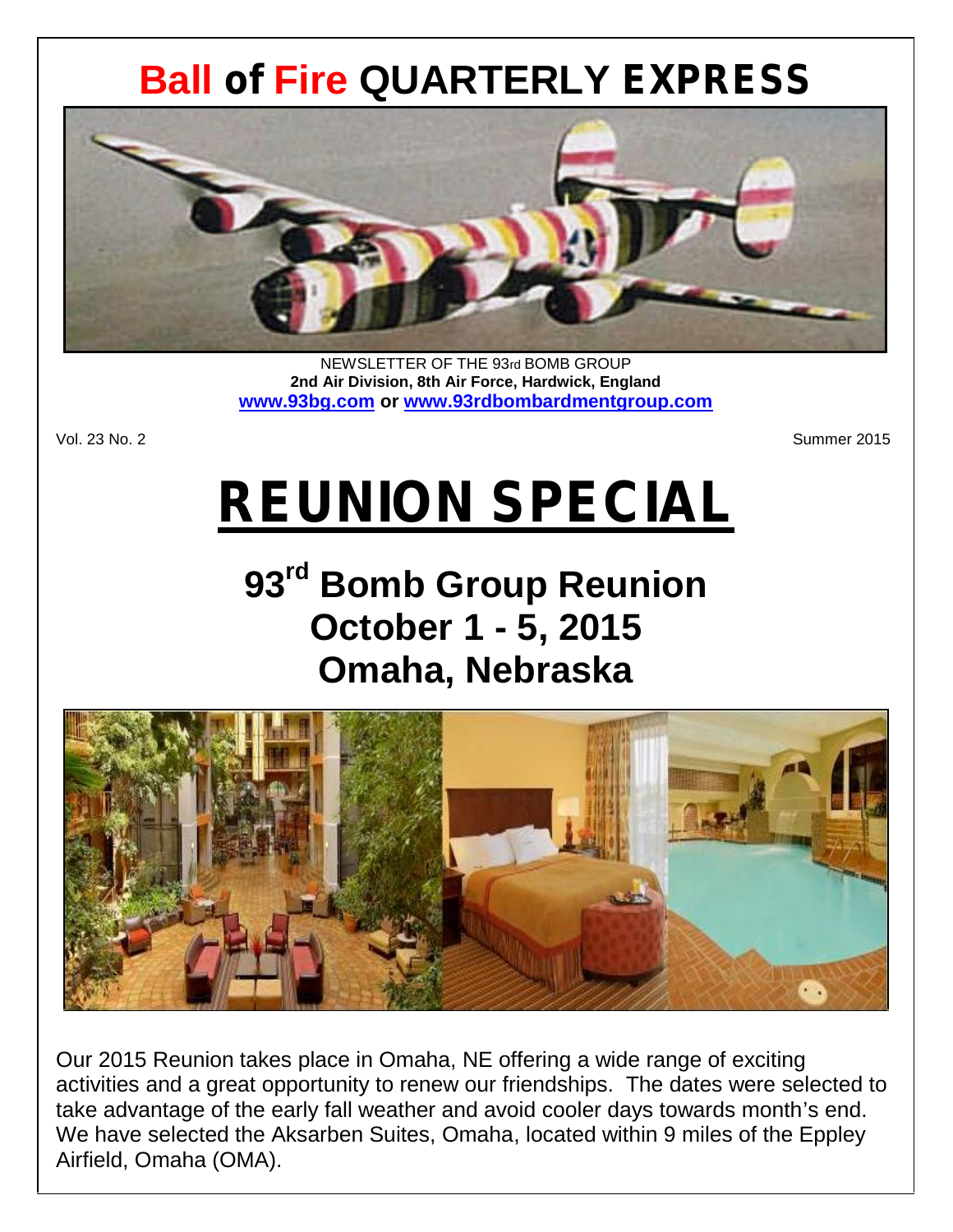# Ball of Fire QUARTERLY EXPRESS

NEWSLETTER OF THE 93rd BOMB GROUP
**2nd Air Division, 8th Air Force, Hardwick, England**
**www.93bg.com or www.93rdbombardmentgroup.com**

Vol. 23 No. 2 Summer 2015

# REUNION SPECIAL

## 93rd Bomb Group Reunion
## October 1 - 5, 2015
## Omaha, Nebraska

Our 2015 Reunion takes place in Omaha, NE offering a wide range of exciting activities and a great opportunity to renew our friendships. The dates were selected to take advantage of the early fall weather and avoid cooler days towards month's end. We have selected the Aksarben Suites, Omaha, located within 9 miles of the Eppley Airfield, Omaha (OMA).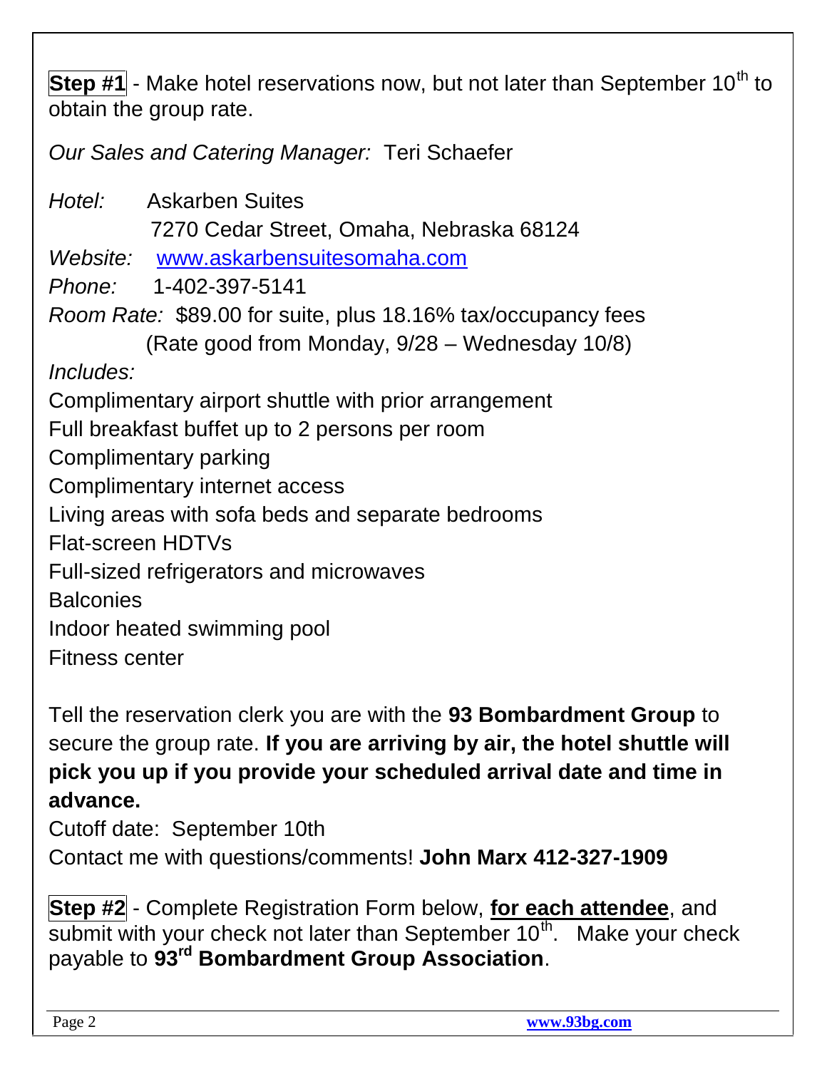**Step #1** - Make hotel reservations now, but not later than September 10th to obtain the group rate.

*Our Sales and Catering Manager:* Teri Schaefer

*Hotel:* Askarben Suites
7270 Cedar Street, Omaha, Nebraska 68124

*Website:* www.askarbensuitesomaha.com

*Phone:* 1-402-397-5141

*Room Rate:* $89.00 for suite, plus 18.16% tax/occupancy fees
(Rate good from Monday, 9/28 – Wednesday 10/8)

*Includes:*

Complimentary airport shuttle with prior arrangement
Full breakfast buffet up to 2 persons per room
Complimentary parking
Complimentary internet access
Living areas with sofa beds and separate bedrooms
Flat-screen HDTVs
Full-sized refrigerators and microwaves
Balconies
Indoor heated swimming pool
Fitness center

Tell the reservation clerk you are with the **93 Bombardment Group** to secure the group rate. **If you are arriving by air, the hotel shuttle will pick you up if you provide your scheduled arrival date and time in advance.**

Cutoff date: September 10th

Contact me with questions/comments! **John Marx 412-327-1909**

**Step #2** - Complete Registration Form below, **for each attendee**, and submit with your check not later than September 10th. Make your check payable to **93rd Bombardment Group Association**.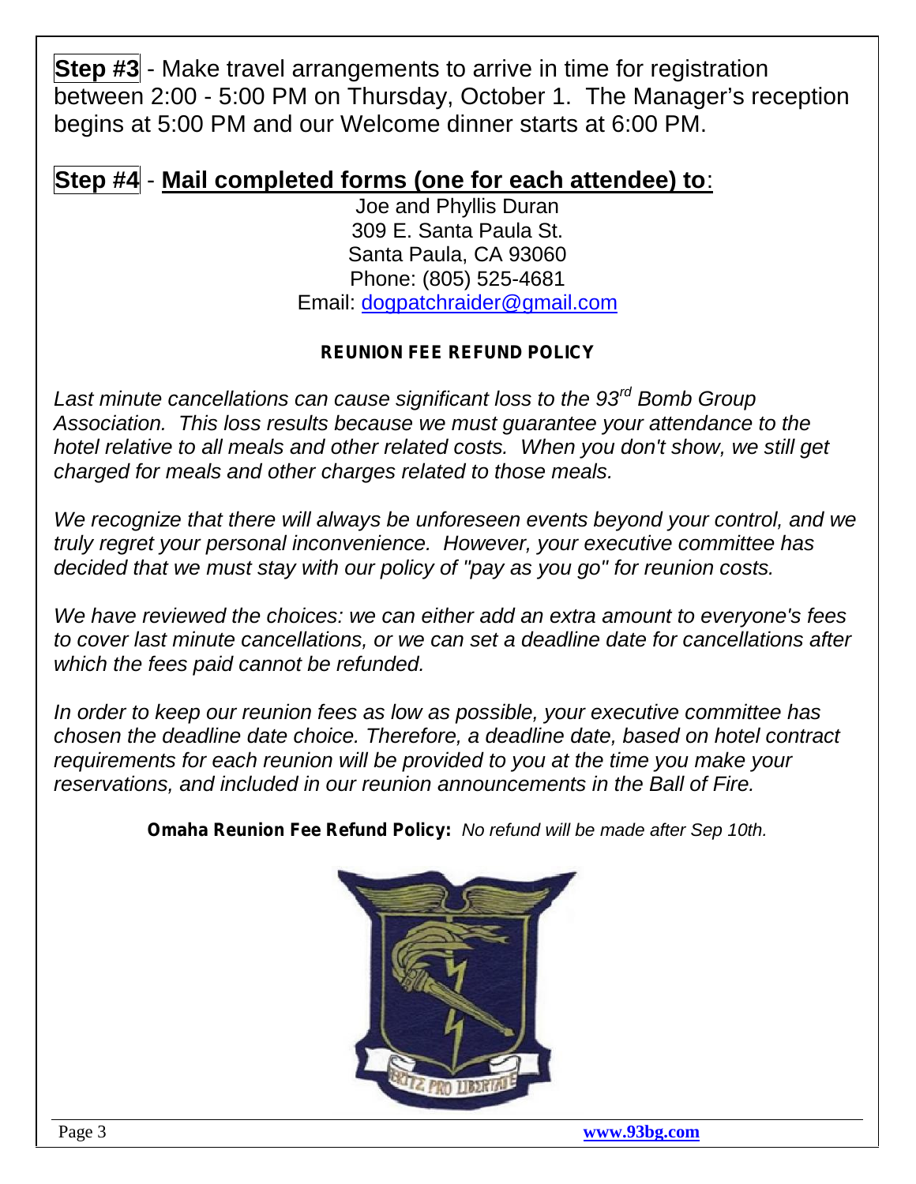**Step #3** - Make travel arrangements to arrive in time for registration between 2:00 - 5:00 PM on Thursday, October 1. The Manager's reception begins at 5:00 PM and our Welcome dinner starts at 6:00 PM.

**Step #4** - **Mail completed forms (one for each attendee) to**:

Joe and Phyllis Duran
309 E. Santa Paula St.
Santa Paula, CA 93060
Phone: (805) 525-4681
Email: dogpatchraider@gmail.com

**REUNION FEE REFUND POLICY**

*Last minute cancellations can cause significant loss to the 93rd Bomb Group Association. This loss results because we must guarantee your attendance to the hotel relative to all meals and other related costs. When you don't show, we still get charged for meals and other charges related to those meals.*

*We recognize that there will always be unforeseen events beyond your control, and we truly regret your personal inconvenience. However, your executive committee has decided that we must stay with our policy of "pay as you go" for reunion costs.*

*We have reviewed the choices: we can either add an extra amount to everyone's fees to cover last minute cancellations, or we can set a deadline date for cancellations after which the fees paid cannot be refunded.*

*In order to keep our reunion fees as low as possible, your executive committee has chosen the deadline date choice. Therefore, a deadline date, based on hotel contract requirements for each reunion will be provided to you at the time you make your reservations, and included in our reunion announcements in the Ball of Fire.*

**Omaha Reunion Fee Refund Policy:** *No refund will be made after Sep 10th.*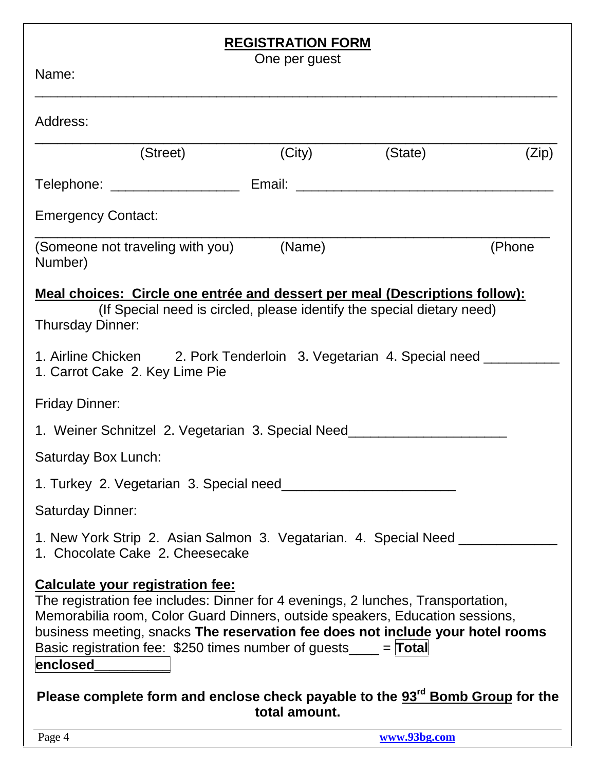## REGISTRATION FORM

One per guest

Name:

\_\_\_\_\_\_\_\_\_\_\_\_\_\_\_\_\_\_\_\_\_\_\_\_\_\_\_\_\_\_\_\_\_\_\_\_\_\_\_\_\_\_\_\_\_\_\_\_\_\_\_\_\_\_\_\_\_\_\_\_\_\_\_\_\_\_

Address:

\_\_\_\_\_\_\_\_\_\_\_\_\_\_\_\_\_\_\_\_\_\_\_\_\_\_\_\_\_\_\_\_\_\_\_\_\_\_\_\_\_\_\_\_\_\_\_\_\_\_\_\_\_\_\_\_\_\_\_\_\_\_\_\_\_\_

(Street) (City) (State) (Zip)

Telephone: \_\_\_\_\_\_\_\_\_\_\_\_\_\_\_\_\_ Email: \_\_\_\_\_\_\_\_\_\_\_\_\_\_\_\_\_\_\_\_\_\_\_\_\_\_\_\_\_\_\_\_\_\_\_

Emergency Contact:

\_\_\_\_\_\_\_\_\_\_\_\_\_\_\_\_\_\_\_\_\_\_\_\_\_\_\_\_\_\_\_\_\_\_\_\_\_\_\_\_\_\_\_\_\_\_\_\_\_\_\_\_\_\_\_\_\_\_\_\_\_\_\_\_\_\_

(Someone not traveling with you) (Name) (Phone Number)

**Meal choices: Circle one entrée and dessert per meal (Descriptions follow):**

(If Special need is circled, please identify the special dietary need)

Thursday Dinner:

1. Airline Chicken 2. Pork Tenderloin 3. Vegetarian 4. Special need \_\_\_\_\_\_\_\_\_\_

1. Carrot Cake 2. Key Lime Pie

Friday Dinner:

1. Weiner Schnitzel 2. Vegetarian 3. Special Need\_\_\_\_\_\_\_\_\_\_\_\_\_\_\_\_\_\_\_\_\_

Saturday Box Lunch:

1. Turkey 2. Vegetarian 3. Special need\_\_\_\_\_\_\_\_\_\_\_\_\_\_\_\_\_\_\_\_\_\_\_

Saturday Dinner:

1. New York Strip 2. Asian Salmon 3. Vegatarian. 4. Special Need \_\_\_\_\_\_\_\_\_\_\_\_\_

1. Chocolate Cake 2. Cheesecake

**Calculate your registration fee:**

The registration fee includes: Dinner for 4 evenings, 2 lunches, Transportation, Memorabilia room, Color Guard Dinners, outside speakers, Education sessions, business meeting, snacks **The reservation fee does not include your hotel rooms**

Basic registration fee: $250 times number of guests\_\_\_\_ = **Total enclosed**\_\_\_\_\_\_\_\_\_\_

**Please complete form and enclose check payable to the 93rd Bomb Group for the total amount.**

www.93bg.com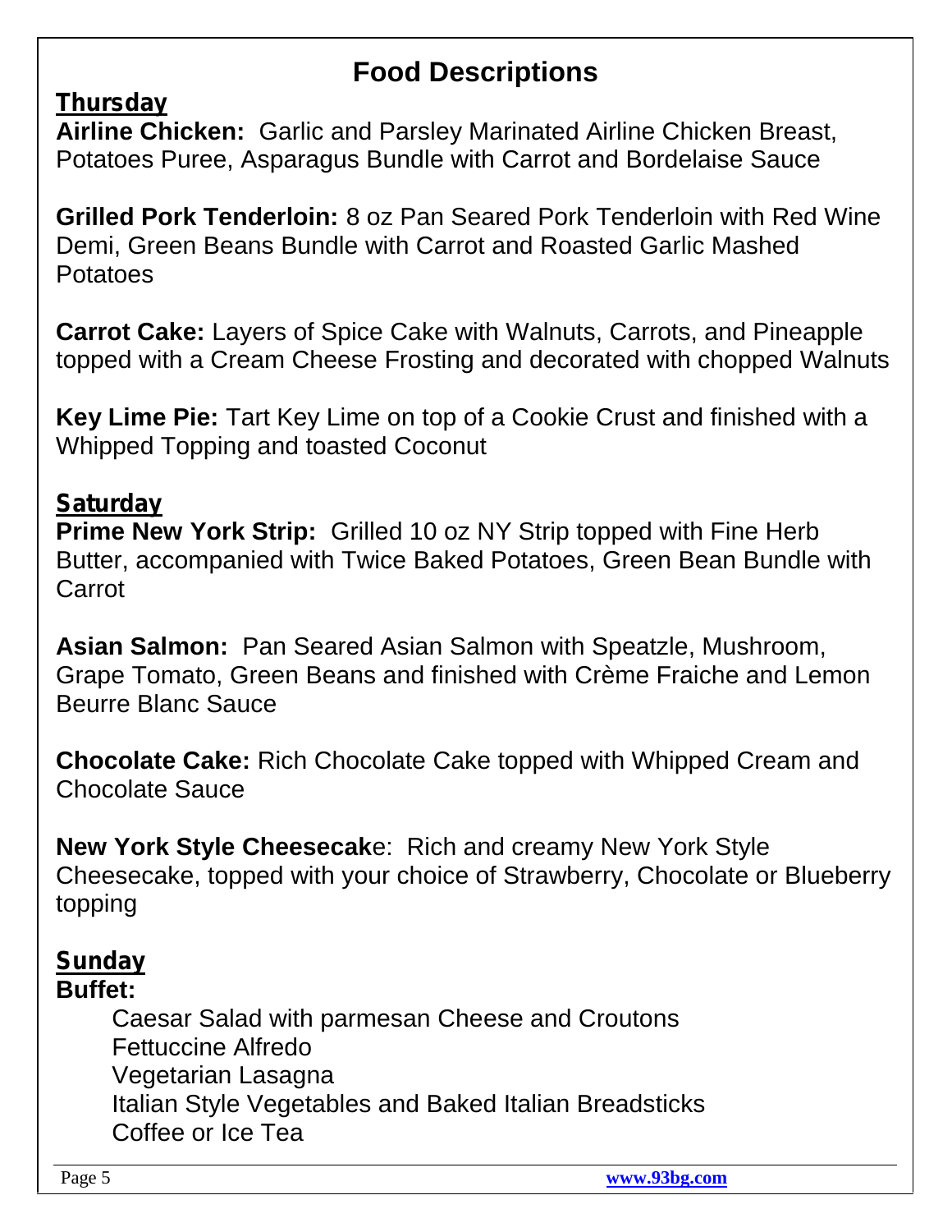# Food Descriptions

## Thursday

**Airline Chicken:** Garlic and Parsley Marinated Airline Chicken Breast, Potatoes Puree, Asparagus Bundle with Carrot and Bordelaise Sauce

**Grilled Pork Tenderloin:** 8 oz Pan Seared Pork Tenderloin with Red Wine Demi, Green Beans Bundle with Carrot and Roasted Garlic Mashed Potatoes

**Carrot Cake:** Layers of Spice Cake with Walnuts, Carrots, and Pineapple topped with a Cream Cheese Frosting and decorated with chopped Walnuts

**Key Lime Pie:** Tart Key Lime on top of a Cookie Crust and finished with a Whipped Topping and toasted Coconut

## Saturday

**Prime New York Strip:** Grilled 10 oz NY Strip topped with Fine Herb Butter, accompanied with Twice Baked Potatoes, Green Bean Bundle with Carrot

**Asian Salmon:** Pan Seared Asian Salmon with Speatzle, Mushroom, Grape Tomato, Green Beans and finished with Crème Fraiche and Lemon Beurre Blanc Sauce

**Chocolate Cake:** Rich Chocolate Cake topped with Whipped Cream and Chocolate Sauce

**New York Style Cheesecak**e: Rich and creamy New York Style Cheesecake, topped with your choice of Strawberry, Chocolate or Blueberry topping

## Sunday

**Buffet:**

Caesar Salad with parmesan Cheese and Croutons
Fettuccine Alfredo
Vegetarian Lasagna
Italian Style Vegetables and Baked Italian Breadsticks
Coffee or Ice Tea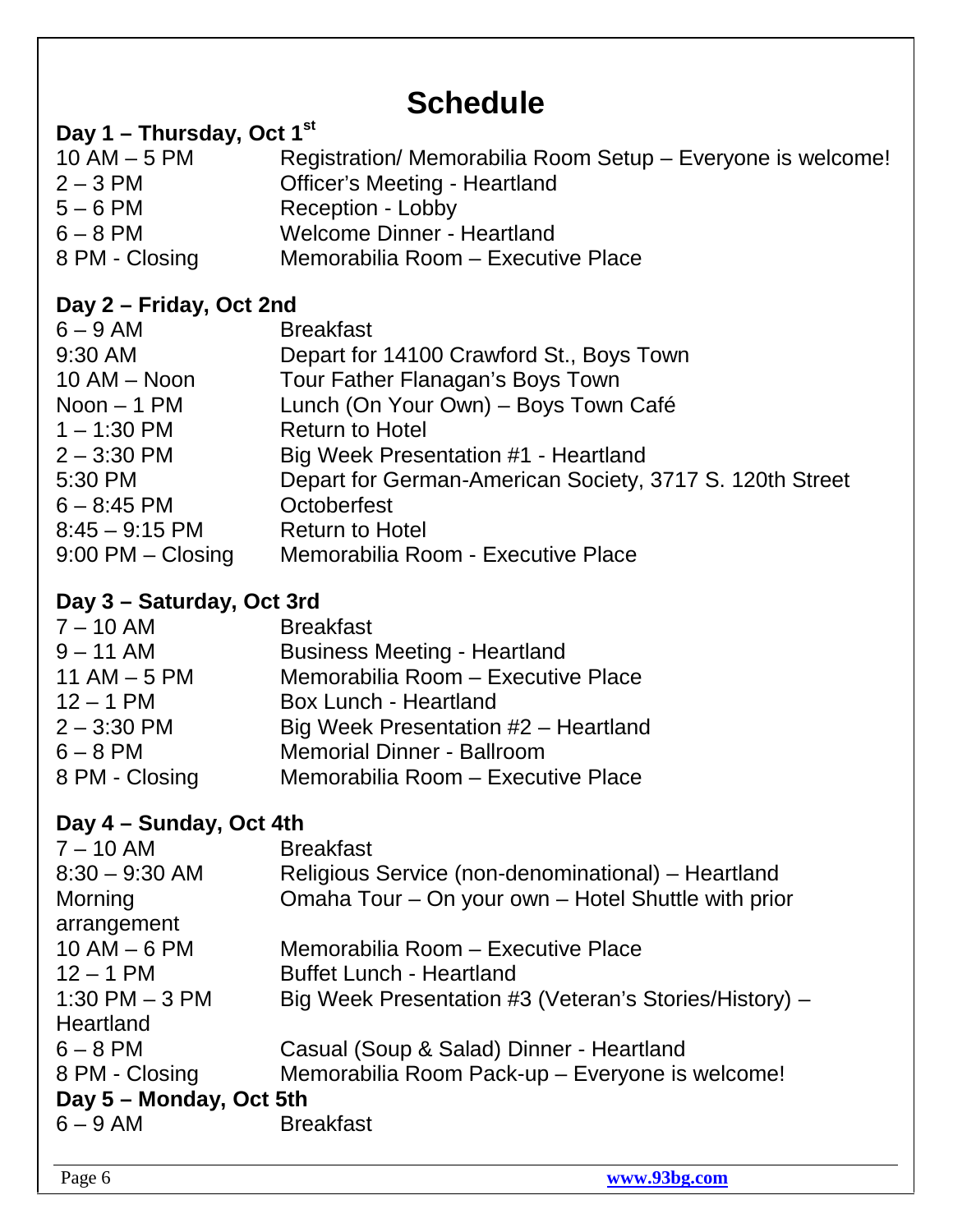# Schedule

## Day 1 – Thursday, Oct 1st

| | |
|---|---|
| 10 AM – 5 PM | Registration/ Memorabilia Room Setup – Everyone is welcome! |
| 2 – 3 PM | Officer's Meeting - Heartland |
| 5 – 6 PM | Reception - Lobby |
| 6 – 8 PM | Welcome Dinner - Heartland |
| 8 PM - Closing | Memorabilia Room – Executive Place |

## Day 2 – Friday, Oct 2nd

| | |
|---|---|
| 6 – 9 AM | Breakfast |
| 9:30 AM | Depart for 14100 Crawford St., Boys Town |
| 10 AM – Noon | Tour Father Flanagan's Boys Town |
| Noon – 1 PM | Lunch (On Your Own) – Boys Town Café |
| 1 – 1:30 PM | Return to Hotel |
| 2 – 3:30 PM | Big Week Presentation #1 - Heartland |
| 5:30 PM | Depart for German-American Society, 3717 S. 120th Street |
| 6 – 8:45 PM | Octoberfest |
| 8:45 – 9:15 PM | Return to Hotel |
| 9:00 PM – Closing | Memorabilia Room - Executive Place |

## Day 3 – Saturday, Oct 3rd

| | |
|---|---|
| 7 – 10 AM | Breakfast |
| 9 – 11 AM | Business Meeting - Heartland |
| 11 AM – 5 PM | Memorabilia Room – Executive Place |
| 12 – 1 PM | Box Lunch - Heartland |
| 2 – 3:30 PM | Big Week Presentation #2 – Heartland |
| 6 – 8 PM | Memorial Dinner - Ballroom |
| 8 PM - Closing | Memorabilia Room – Executive Place |

## Day 4 – Sunday, Oct 4th

| | |
|---|---|
| 7 – 10 AM | Breakfast |
| 8:30 – 9:30 AM | Religious Service (non-denominational) – Heartland |
| Morning | Omaha Tour – On your own – Hotel Shuttle with prior arrangement |
| 10 AM – 6 PM | Memorabilia Room – Executive Place |
| 12 – 1 PM | Buffet Lunch - Heartland |
| 1:30 PM – 3 PM | Big Week Presentation #3 (Veteran's Stories/History) – Heartland |
| 6 – 8 PM | Casual (Soup & Salad) Dinner - Heartland |
| 8 PM - Closing | Memorabilia Room Pack-up – Everyone is welcome! |

## Day 5 – Monday, Oct 5th

| | |
|---|---|
| 6 – 9 AM | Breakfast |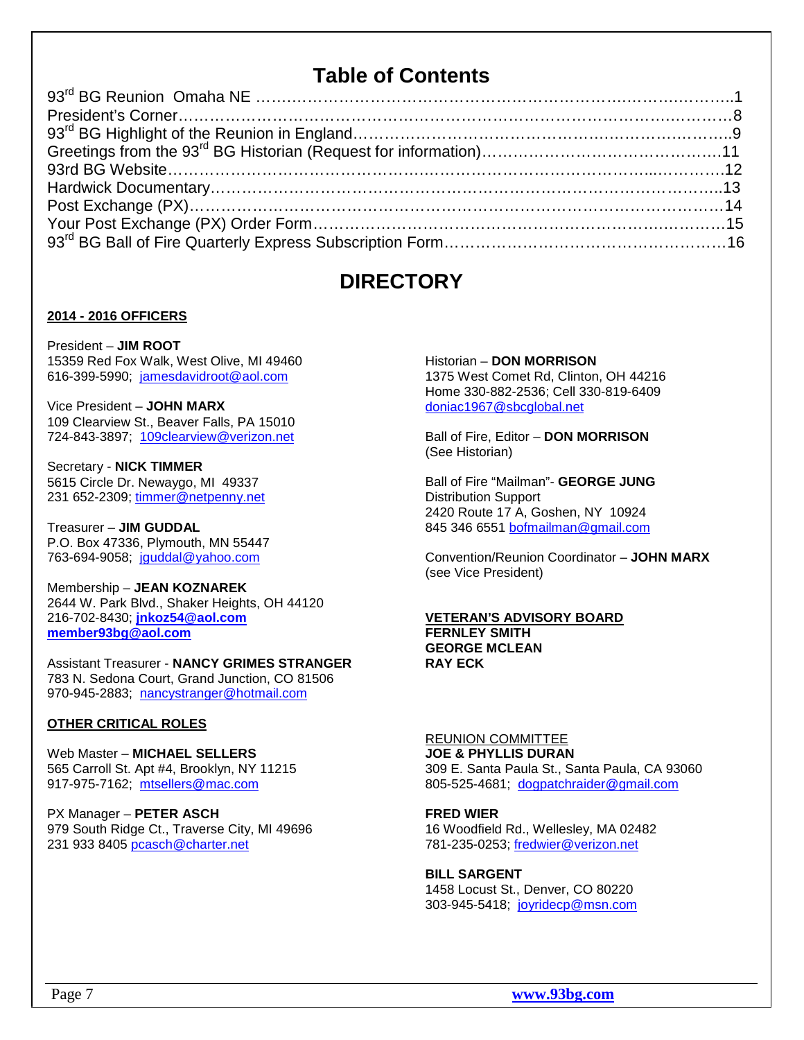# Table of Contents

93rd BG Reunion Omaha NE ....................................................................................1
President's Corner....................................................................................................8
93rd BG Highlight of the Reunion in England.............................................................9
Greetings from the 93rd BG Historian (Request for information)..............................11
93rd BG Website.....................................................................................................12
Hardwick Documentary...........................................................................................13
Post Exchange (PX).................................................................................................14
Your Post Exchange (PX) Order Form.......................................................................15
93rd BG Ball of Fire Quarterly Express Subscription Form..........................................16

# DIRECTORY

**2014 - 2016 OFFICERS**

President – **JIM ROOT**
15359 Red Fox Walk, West Olive, MI 49460
616-399-5990; jamesdavidroot@aol.com

Vice President – **JOHN MARX**
109 Clearview St., Beaver Falls, PA 15010
724-843-3897; 109clearview@verizon.net

Secretary - **NICK TIMMER**
5615 Circle Dr. Newaygo, MI 49337
231 652-2309; timmer@netpenny.net

Treasurer – **JIM GUDDAL**
P.O. Box 47336, Plymouth, MN 55447
763-694-9058; jguddal@yahoo.com

Membership – **JEAN KOZNAREK**
2644 W. Park Blvd., Shaker Heights, OH 44120
216-702-8430; **jnkoz54@aol.com**
**member93bg@aol.com**

Assistant Treasurer - **NANCY GRIMES STRANGER**
783 N. Sedona Court, Grand Junction, CO 81506
970-945-2883; nancystranger@hotmail.com

Historian – **DON MORRISON**
1375 West Comet Rd, Clinton, OH 44216
Home 330-882-2536; Cell 330-819-6409
doniac1967@sbcglobal.net

Ball of Fire, Editor – **DON MORRISON**
(See Historian)

Ball of Fire "Mailman"- **GEORGE JUNG**
Distribution Support
2420 Route 17 A, Goshen, NY 10924
845 346 6551 bofmailman@gmail.com

Convention/Reunion Coordinator – **JOHN MARX**
(see Vice President)

**VETERAN'S ADVISORY BOARD**
**FERNLEY SMITH**
**GEORGE MCLEAN**
**RAY ECK**

**OTHER CRITICAL ROLES**

Web Master – **MICHAEL SELLERS**
565 Carroll St. Apt #4, Brooklyn, NY 11215
917-975-7162; mtsellers@mac.com

PX Manager – **PETER ASCH**
979 South Ridge Ct., Traverse City, MI 49696
231 933 8405 pcasch@charter.net

REUNION COMMITTEE

**JOE & PHYLLIS DURAN**
309 E. Santa Paula St., Santa Paula, CA 93060
805-525-4681; dogpatchraider@gmail.com

**FRED WIER**
16 Woodfield Rd., Wellesley, MA 02482
781-235-0253; fredwier@verizon.net

**BILL SARGENT**
1458 Locust St., Denver, CO 80220
303-945-5418; joyridecp@msn.com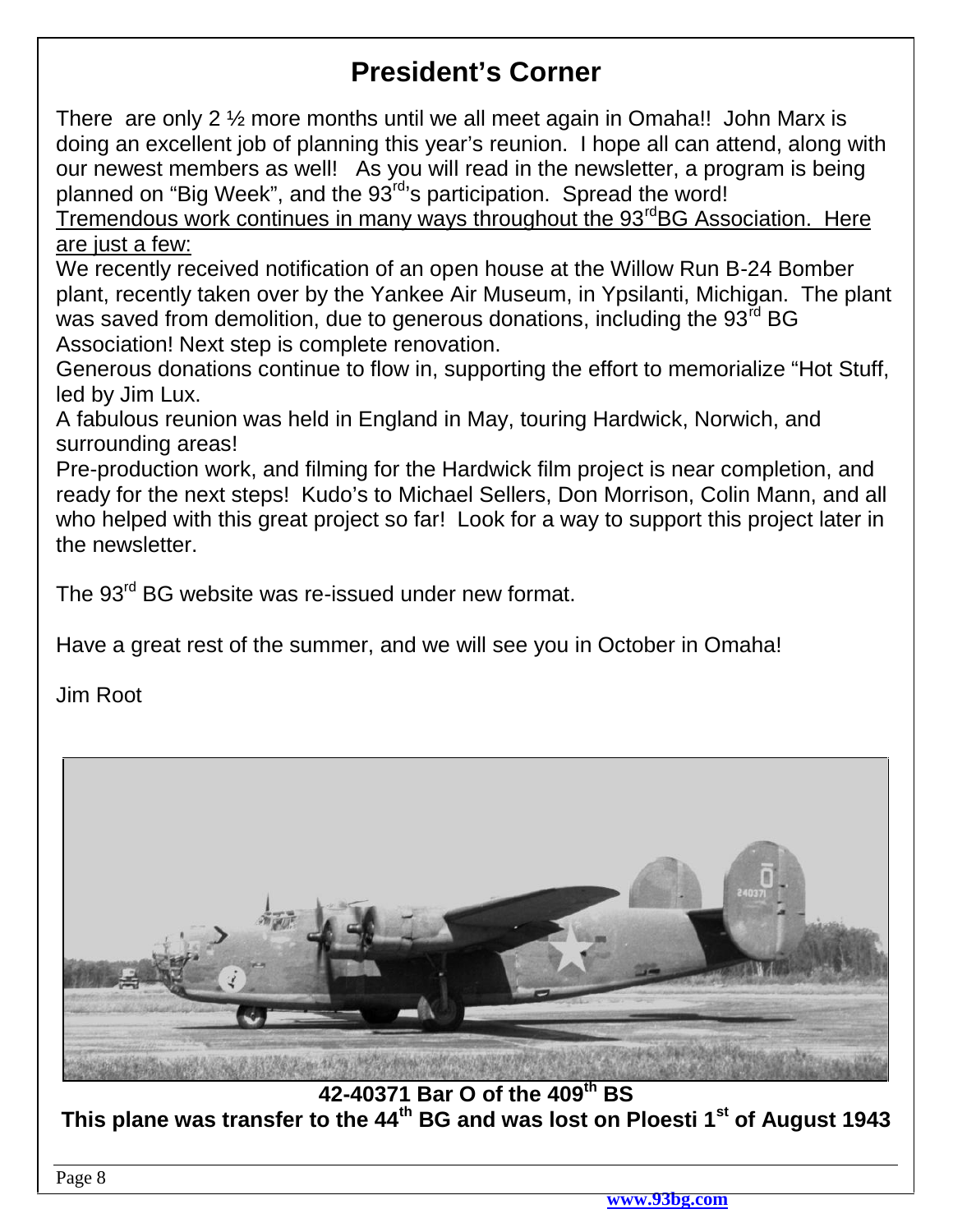# President's Corner

There are only 2 ½ more months until we all meet again in Omaha!! John Marx is doing an excellent job of planning this year's reunion. I hope all can attend, along with our newest members as well! As you will read in the newsletter, a program is being planned on "Big Week", and the 93rd's participation. Spread the word!

Tremendous work continues in many ways throughout the 93rd BG Association. Here are just a few:

We recently received notification of an open house at the Willow Run B-24 Bomber plant, recently taken over by the Yankee Air Museum, in Ypsilanti, Michigan. The plant was saved from demolition, due to generous donations, including the 93rd BG Association! Next step is complete renovation.

Generous donations continue to flow in, supporting the effort to memorialize "Hot Stuff, led by Jim Lux.

A fabulous reunion was held in England in May, touring Hardwick, Norwich, and surrounding areas!

Pre-production work, and filming for the Hardwick film project is near completion, and ready for the next steps! Kudo's to Michael Sellers, Don Morrison, Colin Mann, and all who helped with this great project so far! Look for a way to support this project later in the newsletter.

The 93rd BG website was re-issued under new format.

Have a great rest of the summer, and we will see you in October in Omaha!

Jim Root

**42-40371 Bar O of the 409th BS**
**This plane was transfer to the 44th BG and was lost on Ploesti 1st of August 1943**

www.93bg.com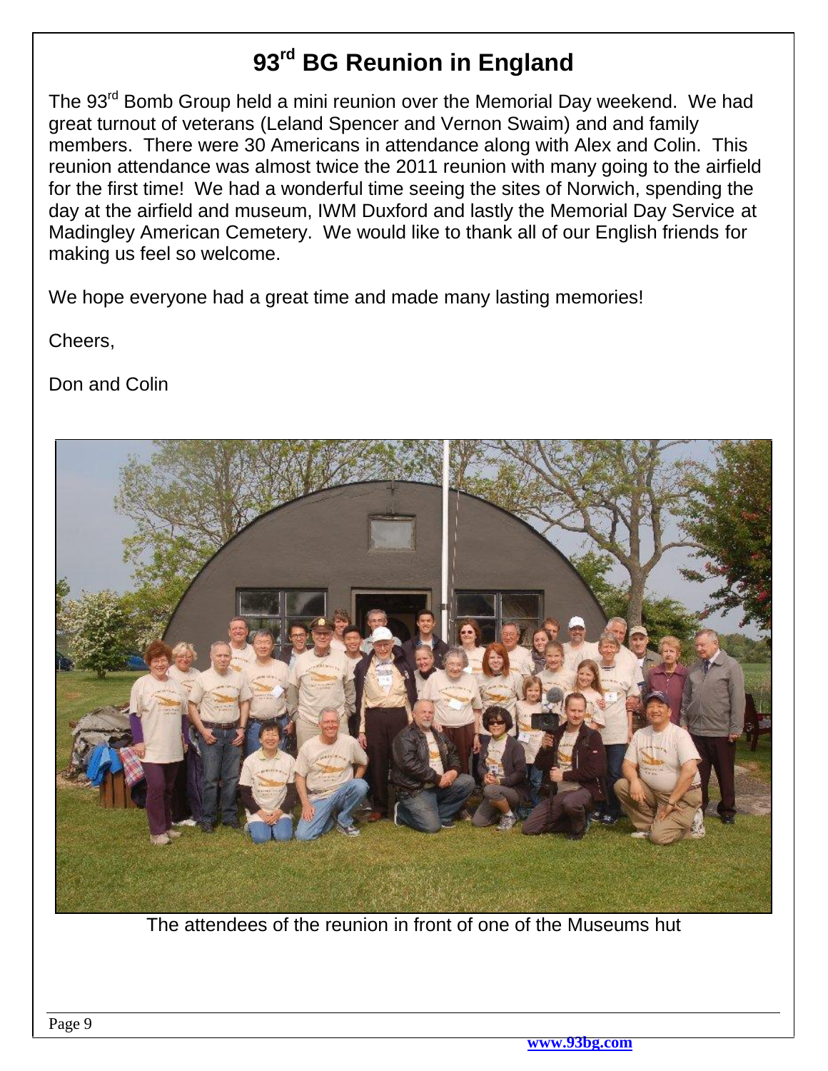# 93[rd] BG Reunion in England

The 93[rd] Bomb Group held a mini reunion over the Memorial Day weekend. We had great turnout of veterans (Leland Spencer and Vernon Swaim) and and family members. There were 30 Americans in attendance along with Alex and Colin. This reunion attendance was almost twice the 2011 reunion with many going to the airfield for the first time! We had a wonderful time seeing the sites of Norwich, spending the day at the airfield and museum, IWM Duxford and lastly the Memorial Day Service at Madingley American Cemetery. We would like to thank all of our English friends for making us feel so welcome.

We hope everyone had a great time and made many lasting memories!

Cheers,

Don and Colin

The attendees of the reunion in front of one of the Museums hut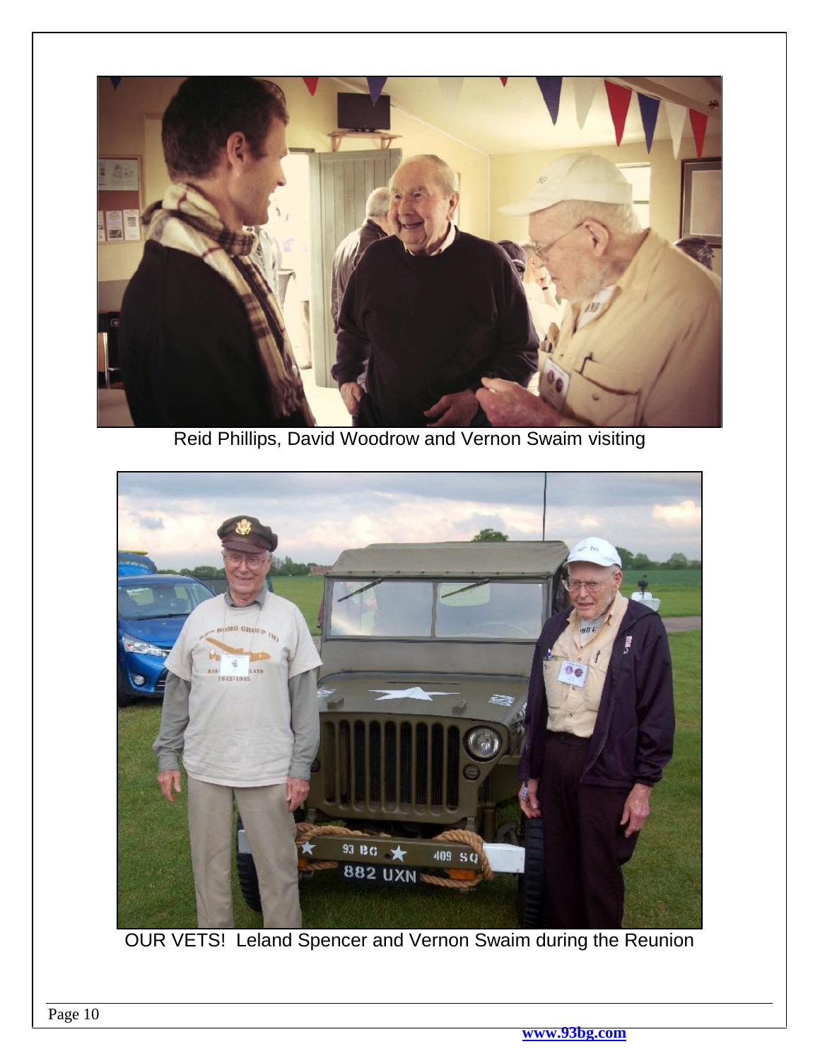Reid Phillips, David Woodrow and Vernon Swaim visiting

OUR VETS! Leland Spencer and Vernon Swaim during the Reunion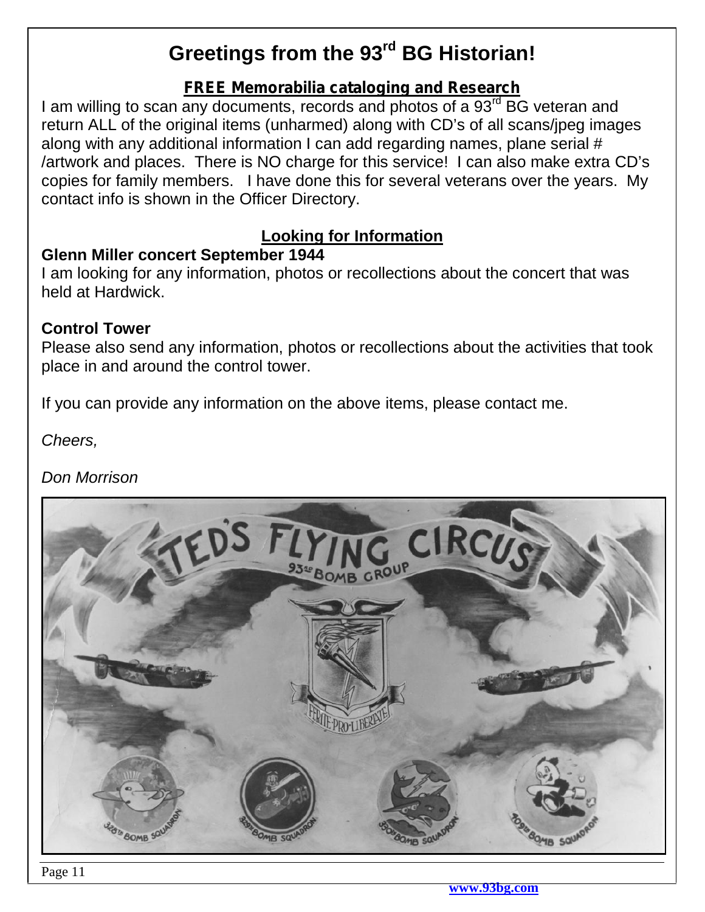# Greetings from the 93rd BG Historian!

## FREE Memorabilia cataloging and Research

I am willing to scan any documents, records and photos of a 93rd BG veteran and return ALL of the original items (unharmed) along with CD's of all scans/jpeg images along with any additional information I can add regarding names, plane serial # /artwork and places. There is NO charge for this service! I can also make extra CD's copies for family members. I have done this for several veterans over the years. My contact info is shown in the Officer Directory.

## Looking for Information

**Glenn Miller concert September 1944**

I am looking for any information, photos or recollections about the concert that was held at Hardwick.

**Control Tower**

Please also send any information, photos or recollections about the activities that took place in and around the control tower.

If you can provide any information on the above items, please contact me.

*Cheers,*

*Don Morrison*

www.93bg.com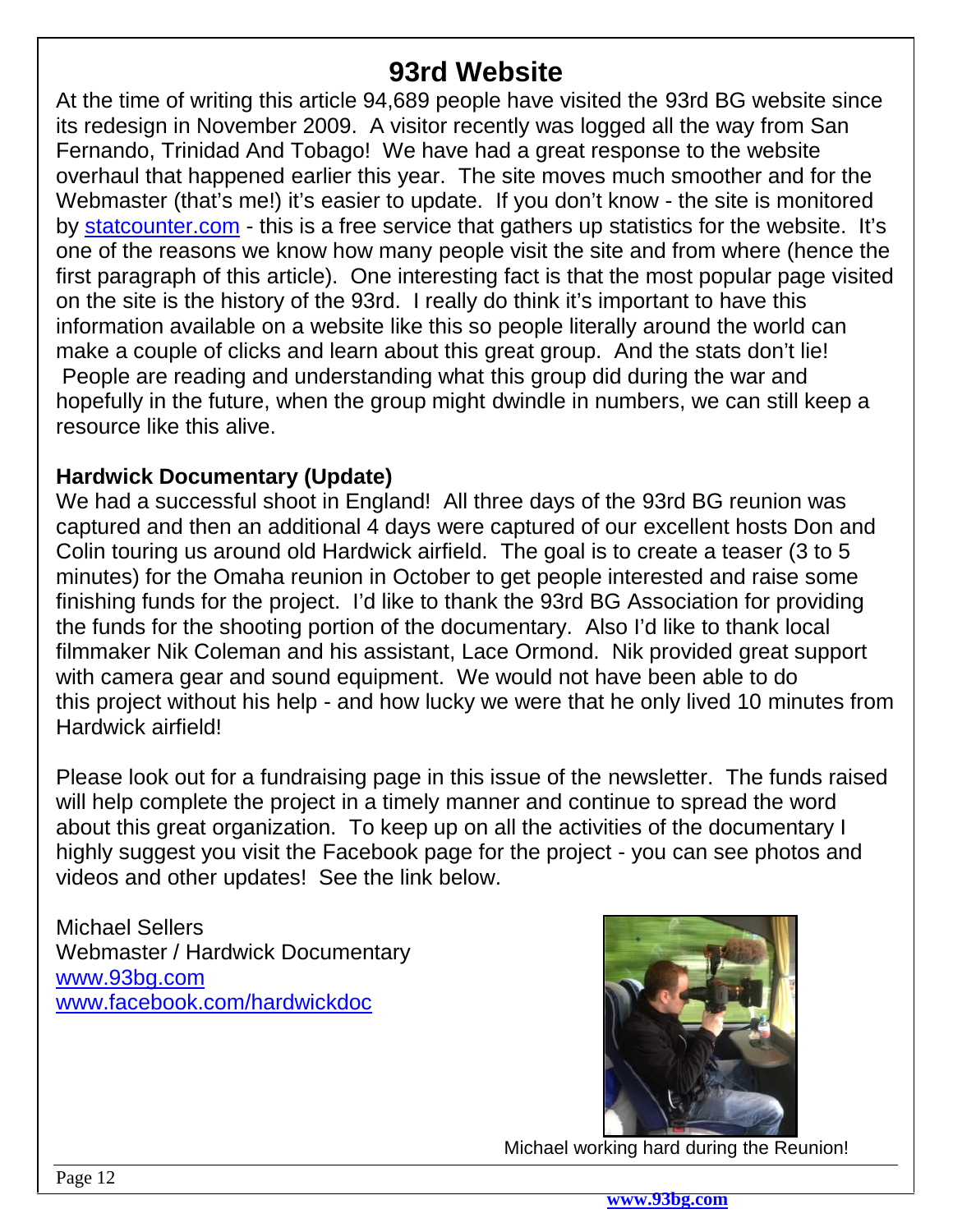# 93rd Website

At the time of writing this article 94,689 people have visited the 93rd BG website since its redesign in November 2009. A visitor recently was logged all the way from San Fernando, Trinidad And Tobago! We have had a great response to the website overhaul that happened earlier this year. The site moves much smoother and for the Webmaster (that's me!) it's easier to update. If you don't know - the site is monitored by statcounter.com - this is a free service that gathers up statistics for the website. It's one of the reasons we know how many people visit the site and from where (hence the first paragraph of this article). One interesting fact is that the most popular page visited on the site is the history of the 93rd. I really do think it's important to have this information available on a website like this so people literally around the world can make a couple of clicks and learn about this great group. And the stats don't lie! People are reading and understanding what this group did during the war and hopefully in the future, when the group might dwindle in numbers, we can still keep a resource like this alive.

**Hardwick Documentary (Update)**

We had a successful shoot in England! All three days of the 93rd BG reunion was captured and then an additional 4 days were captured of our excellent hosts Don and Colin touring us around old Hardwick airfield. The goal is to create a teaser (3 to 5 minutes) for the Omaha reunion in October to get people interested and raise some finishing funds for the project. I'd like to thank the 93rd BG Association for providing the funds for the shooting portion of the documentary. Also I'd like to thank local filmmaker Nik Coleman and his assistant, Lace Ormond. Nik provided great support with camera gear and sound equipment. We would not have been able to do this project without his help - and how lucky we were that he only lived 10 minutes from Hardwick airfield!

Please look out for a fundraising page in this issue of the newsletter. The funds raised will help complete the project in a timely manner and continue to spread the word about this great organization. To keep up on all the activities of the documentary I highly suggest you visit the Facebook page for the project - you can see photos and videos and other updates! See the link below.

Michael Sellers
Webmaster / Hardwick Documentary
www.93bg.com
www.facebook.com/hardwickdoc

Michael working hard during the Reunion!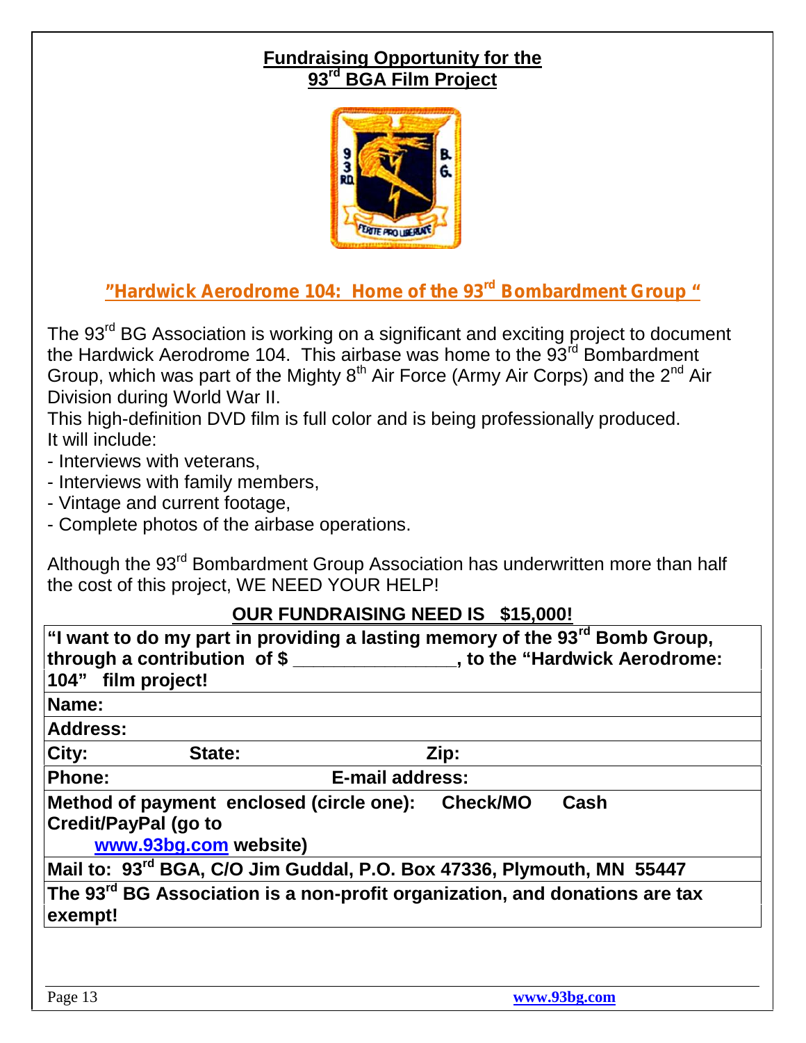## Fundraising Opportunity for the 93rd BGA Film Project

### "Hardwick Aerodrome 104: Home of the 93rd Bombardment Group "

The 93rd BG Association is working on a significant and exciting project to document the Hardwick Aerodrome 104. This airbase was home to the 93rd Bombardment Group, which was part of the Mighty 8th Air Force (Army Air Corps) and the 2nd Air Division during World War II.

This high-definition DVD film is full color and is being professionally produced. It will include:

- Interviews with veterans,
- Interviews with family members,
- Vintage and current footage,
- Complete photos of the airbase operations.

Although the 93rd Bombardment Group Association has underwritten more than half the cost of this project, WE NEED YOUR HELP!

**OUR FUNDRAISING NEED IS $15,000!**

| **"I want to do my part in providing a lasting memory of the 93rd Bomb Group, through a contribution of $ _______________, to the "Hardwick Aerodrome: 104" film project!** |
|---|
| **Name:** |
| **Address:** |
| **City: State: Zip:** |
| **Phone: E-mail address:** |
| **Method of payment enclosed (circle one): Check/MO Cash Credit/PayPal (go to www.93bg.com website)** |
| **Mail to: 93rd BGA, C/O Jim Guddal, P.O. Box 47336, Plymouth, MN 55447** |
| **The 93rd BG Association is a non-profit organization, and donations are tax exempt!** |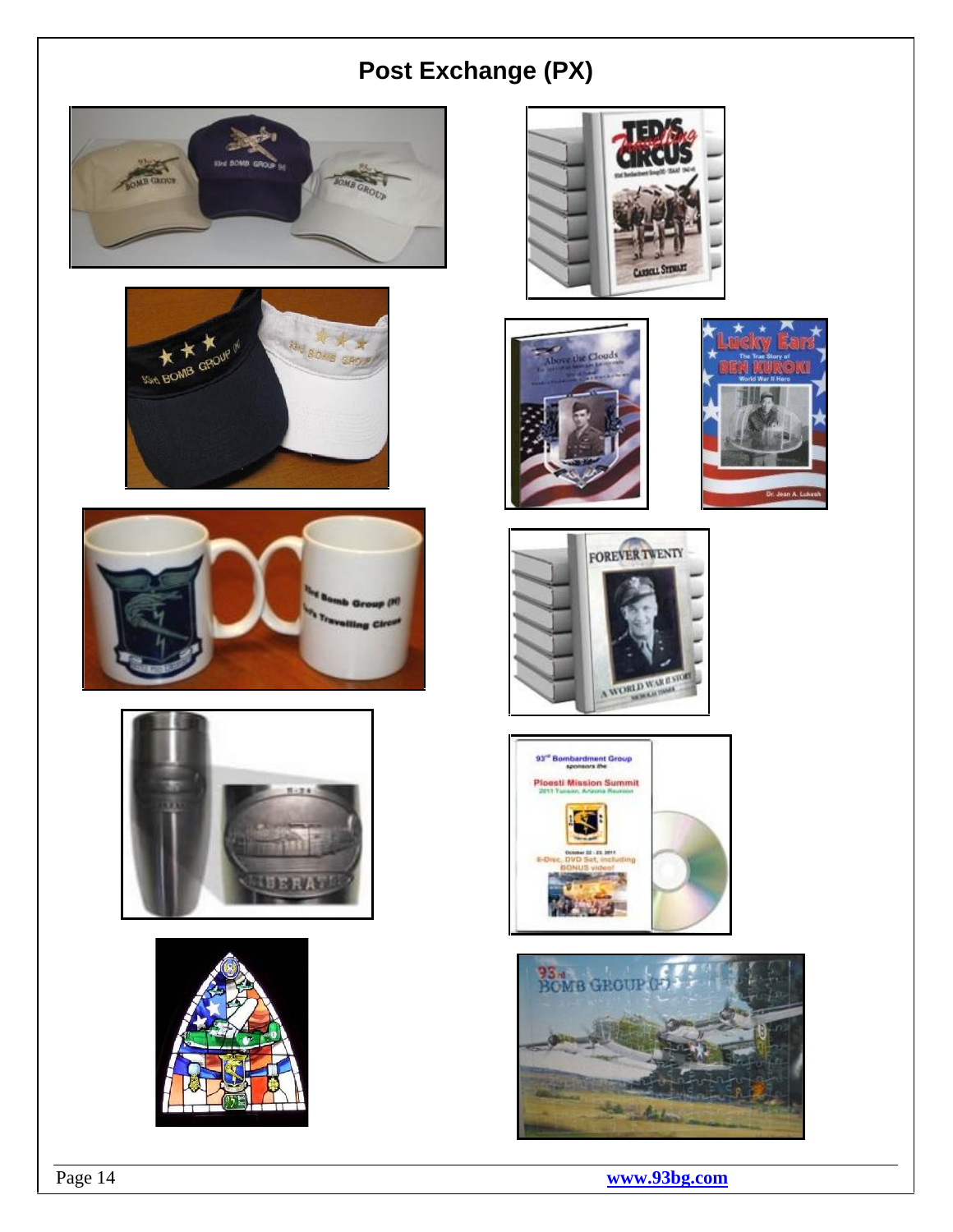# Post Exchange (PX)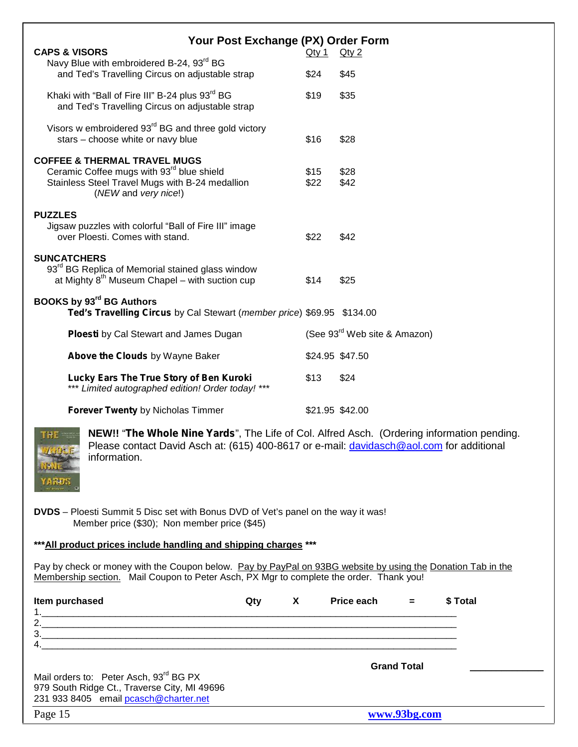# Your Post Exchange (PX) Order Form

| **CAPS & VISORS** | Qty 1 | Qty 2 |
|---|---|---|
| Navy Blue with embroidered B-24, 93rd BG and Ted's Travelling Circus on adjustable strap | $24 | $45 |
| Khaki with "Ball of Fire III" B-24 plus 93rd BG and Ted's Travelling Circus on adjustable strap | $19 | $35 |
| Visors w embroidered 93rd BG and three gold victory stars – choose white or navy blue | $16 | $28 |
| **COFFEE & THERMAL TRAVEL MUGS** | | |
| Ceramic Coffee mugs with 93rd blue shield | $15 | $28 |
| Stainless Steel Travel Mugs with B-24 medallion (*NEW* and *very nice*!) | $22 | $42 |
| **PUZZLES** | | |
| Jigsaw puzzles with colorful "Ball of Fire III" image over Ploesti. Comes with stand. | $22 | $42 |
| **SUNCATCHERS** | | |
| 93rd BG Replica of Memorial stained glass window at Mighty 8th Museum Chapel – with suction cup | $14 | $25 |
| **BOOKS by 93rd BG Authors** | | |
| **Ted's Travelling Circus** by Cal Stewart (*member price*) | $69.95 | $134.00 |
| **Ploesti** by Cal Stewart and James Dugan | (See 93rd Web site & Amazon) | |
| **Above the Clouds** by Wayne Baker | $24.95 | $47.50 |
| **Lucky Ears The True Story of Ben Kuroki** *\*\*\* Limited autographed edition! Order today! \*\*\** | $13 | $24 |
| **Forever Twenty** by Nicholas Timmer | $21.95 | $42.00 |

**NEW!!** "**The Whole Nine Yards**", The Life of Col. Alfred Asch. (Ordering information pending. Please contact David Asch at: (615) 400-8617 or e-mail: davidasch@aol.com for additional information.

**DVDS** – Ploesti Summit 5 Disc set with Bonus DVD of Vet's panel on the way it was! Member price ($30); Non member price ($45)

**\*\*\*All product prices include handling and shipping charges \*\*\***

Pay by check or money with the Coupon below. Pay by PayPal on 93BG website by using the Donation Tab in the Membership section. Mail Coupon to Peter Asch, PX Mgr to complete the order. Thank you!

| Item purchased | Qty | X | Price each | = | $ Total |
|---|---|---|---|---|---|
| 1. | | | | | |
| 2. | | | | | |
| 3. | | | | | |
| 4. | | | | | |

**Grand Total** ____________

Mail orders to: Peter Asch, 93rd BG PX
979 South Ridge Ct., Traverse City, MI 49696
231 933 8405 email pcasch@charter.net

www.93bg.com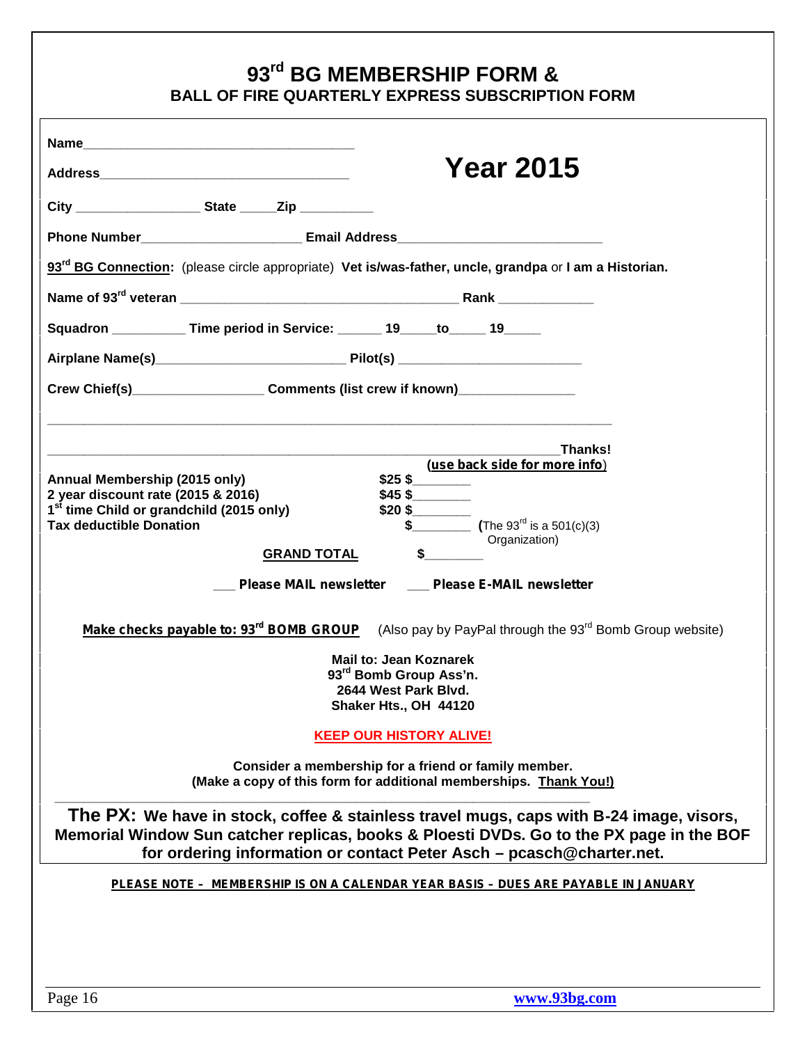# 93rd BG MEMBERSHIP FORM &
## BALL OF FIRE QUARTERLY EXPRESS SUBSCRIPTION FORM

**Year 2015**

**Name**____________________________________

**Address**__________________________________

**City** ________________ **State** _____**Zip** __________

**Phone Number**_____________________ **Email Address**___________________________

**93rd BG Connection:** (please circle appropriate) **Vet is/was-father, uncle, grandpa** or **I am a Historian.**

**Name of 93rd veteran** _____________________________________ **Rank** _____________

**Squadron** __________ **Time period in Service:** ______ **19**_____**to**_____ **19**_____

**Airplane Name(s)**_________________________ **Pilot(s)** ________________________

**Crew Chief(s)**_________________ **Comments (list crew if known)**_______________

_____________________________________________________________________________

_________________________________________________________________________**Thanks!**

(**use back side for more info**)

| | |
|---|---|
| **Annual Membership (2015 only)** | **$25 $**________ |
| **2 year discount rate (2015 & 2016)** | **$45 $**________ |
| **1st time Child or grandchild (2015 only)** | **$20 $**________ |
| **Tax deductible Donation** | **$**________ (The 93rd is a 501(c)(3) Organization) |
| **GRAND TOTAL** | **$**________ |

___ **Please MAIL newsletter** ___ **Please E-MAIL newsletter**

**Make checks payable to: 93rd BOMB GROUP** (Also pay by PayPal through the 93rd Bomb Group website)

**Mail to: Jean Koznarek**
**93rd Bomb Group Ass'n.**
**2644 West Park Blvd.**
**Shaker Hts., OH 44120**

**KEEP OUR HISTORY ALIVE!**

**Consider a membership for a friend or family member.**
**(Make a copy of this form for additional memberships. Thank You!)**

**The PX: We have in stock, coffee & stainless travel mugs, caps with B-24 image, visors, Memorial Window Sun catcher replicas, books & Ploesti DVDs. Go to the PX page in the BOF for ordering information or contact Peter Asch – pcasch@charter.net.**

**PLEASE NOTE – MEMBERSHIP IS ON A CALENDAR YEAR BASIS – DUES ARE PAYABLE IN JANUARY**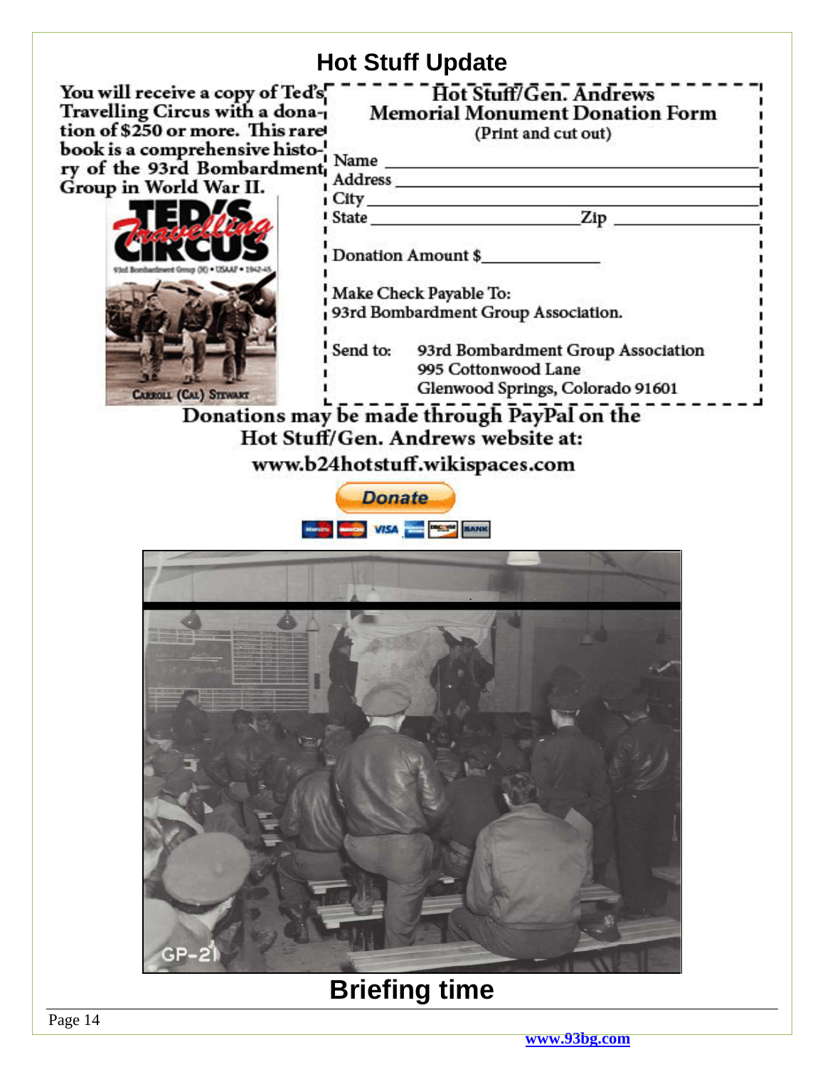# Hot Stuff Update

You will receive a copy of Ted's Travelling Circus with a donation of $250 or more. This rare book is a comprehensive history of the 93rd Bombardment Group in World War II.

**Hot Stuff/Gen. Andrews Memorial Monument Donation Form**

(Print and cut out)

Name ______________________________

Address ______________________________

City ______________________________

State ____________________ Zip ____________

Donation Amount $____________

Make Check Payable To:
93rd Bombardment Group Association.

Send to: 93rd Bombardment Group Association
995 Cottonwood Lane
Glenwood Springs, Colorado 91601

Donations may be made through PayPal on the Hot Stuff/Gen. Andrews website at:

www.b24hotstuff.wikispaces.com

Donate

Briefing time

www.93bg.com